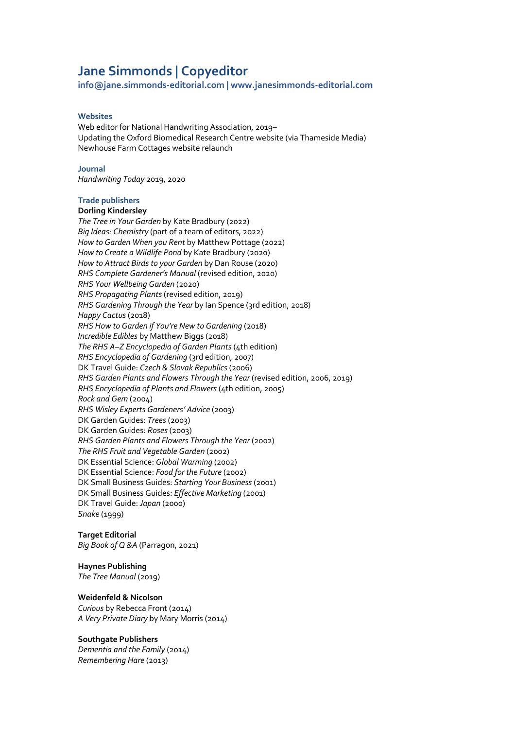# Jane Simmonds | Copyeditor

**info@jane.simmonds-editorial.com | www.janesimmonds-editorial.com**

## Websites

Web editor for National Handwriting Association, 2019–
Updating the Oxford Biomedical Research Centre website (via Thameside Media)
Newhouse Farm Cottages website relaunch

## Journal

*Handwriting Today* 2019, 2020

## Trade publishers

**Dorling Kindersley**

*The Tree in Your Garden* by Kate Bradbury (2022)
*Big Ideas: Chemistry* (part of a team of editors, 2022)
*How to Garden When you Rent* by Matthew Pottage (2022)
*How to Create a Wildlife Pond* by Kate Bradbury (2020)
*How to Attract Birds to your Garden* by Dan Rouse (2020)
*RHS Complete Gardener's Manual* (revised edition, 2020)
*RHS Your Wellbeing Garden* (2020)
*RHS Propagating Plants* (revised edition, 2019)
*RHS Gardening Through the Year* by Ian Spence (3rd edition, 2018)
*Happy Cactus* (2018)
*RHS How to Garden if You're New to Gardening* (2018)
*Incredible Edibles* by Matthew Biggs (2018)
*The RHS A–Z Encyclopedia of Garden Plants* (4th edition)
*RHS Encyclopedia of Gardening* (3rd edition, 2007)
DK Travel Guide: *Czech & Slovak Republics* (2006)
*RHS Garden Plants and Flowers Through the Year* (revised edition, 2006, 2019)
*RHS Encyclopedia of Plants and Flowers* (4th edition, 2005)
*Rock and Gem* (2004)
*RHS Wisley Experts Gardeners' Advice* (2003)
DK Garden Guides: *Trees* (2003)
DK Garden Guides: *Roses* (2003)
*RHS Garden Plants and Flowers Through the Year* (2002)
*The RHS Fruit and Vegetable Garden* (2002)
DK Essential Science: *Global Warming* (2002)
DK Essential Science: *Food for the Future* (2002)
DK Small Business Guides: *Starting Your Business* (2001)
DK Small Business Guides: *Effective Marketing* (2001)
DK Travel Guide: *Japan* (2000)
*Snake* (1999)

**Target Editorial**

*Big Book of Q &A* (Parragon, 2021)

**Haynes Publishing**

*The Tree Manual* (2019)

**Weidenfeld & Nicolson**

*Curious* by Rebecca Front (2014)
*A Very Private Diary* by Mary Morris (2014)

**Southgate Publishers**

*Dementia and the Family* (2014)
*Remembering Hare* (2013)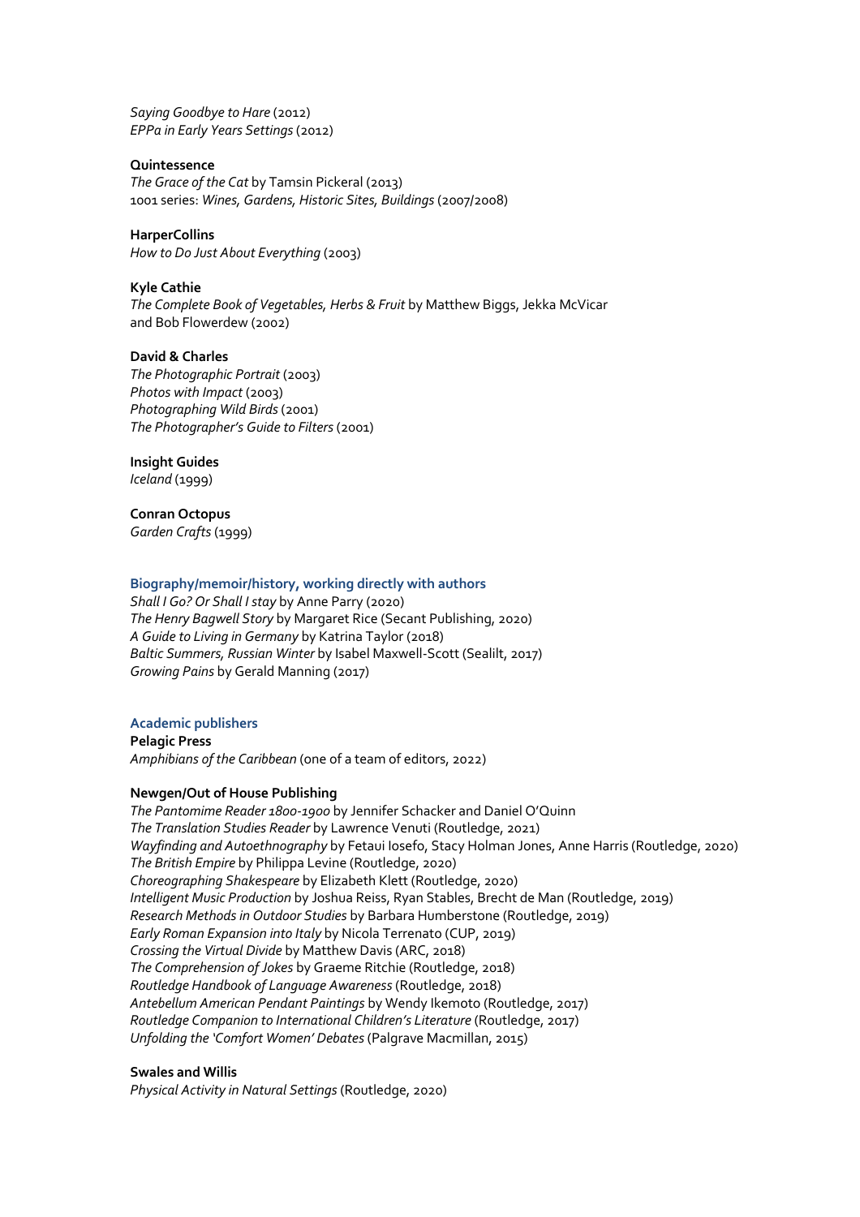*Saying Goodbye to Hare* (2012)
*EPPa in Early Years Settings* (2012)

**Quintessence**
*The Grace of the Cat* by Tamsin Pickeral (2013)
1001 series: *Wines, Gardens, Historic Sites, Buildings* (2007/2008)

**HarperCollins**
*How to Do Just About Everything* (2003)

**Kyle Cathie**
*The Complete Book of Vegetables, Herbs & Fruit* by Matthew Biggs, Jekka McVicar and Bob Flowerdew (2002)

**David & Charles**
*The Photographic Portrait* (2003)
*Photos with Impact* (2003)
*Photographing Wild Birds* (2001)
*The Photographer's Guide to Filters* (2001)

**Insight Guides**
*Iceland* (1999)

**Conran Octopus**
*Garden Crafts* (1999)

### Biography/memoir/history, working directly with authors

*Shall I Go? Or Shall I stay* by Anne Parry (2020)
*The Henry Bagwell Story* by Margaret Rice (Secant Publishing, 2020)
*A Guide to Living in Germany* by Katrina Taylor (2018)
*Baltic Summers, Russian Winter* by Isabel Maxwell-Scott (Sealilt, 2017)
*Growing Pains* by Gerald Manning (2017)

### Academic publishers

**Pelagic Press**
*Amphibians of the Caribbean* (one of a team of editors, 2022)

**Newgen/Out of House Publishing**
*The Pantomime Reader 1800-1900* by Jennifer Schacker and Daniel O'Quinn
*The Translation Studies Reader* by Lawrence Venuti (Routledge, 2021)
*Wayfinding and Autoethnography* by Fetaui Iosefo, Stacy Holman Jones, Anne Harris (Routledge, 2020)
*The British Empire* by Philippa Levine (Routledge, 2020)
*Choreographing Shakespeare* by Elizabeth Klett (Routledge, 2020)
*Intelligent Music Production* by Joshua Reiss, Ryan Stables, Brecht de Man (Routledge, 2019)
*Research Methods in Outdoor Studies* by Barbara Humberstone (Routledge, 2019)
*Early Roman Expansion into Italy* by Nicola Terrenato (CUP, 2019)
*Crossing the Virtual Divide* by Matthew Davis (ARC, 2018)
*The Comprehension of Jokes* by Graeme Ritchie (Routledge, 2018)
*Routledge Handbook of Language Awareness* (Routledge, 2018)
*Antebellum American Pendant Paintings* by Wendy Ikemoto (Routledge, 2017)
*Routledge Companion to International Children's Literature* (Routledge, 2017)
*Unfolding the 'Comfort Women' Debates* (Palgrave Macmillan, 2015)

**Swales and Willis**
*Physical Activity in Natural Settings* (Routledge, 2020)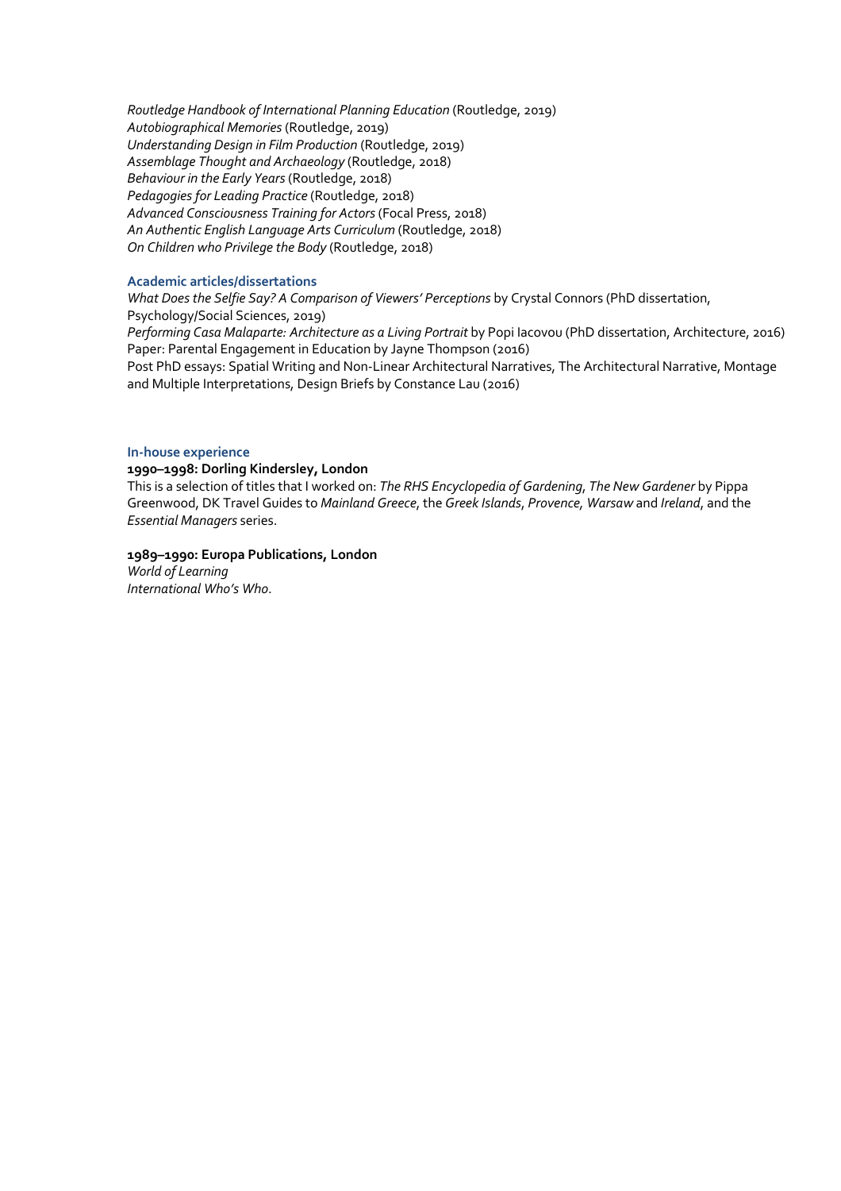*Routledge Handbook of International Planning Education* (Routledge, 2019)
*Autobiographical Memories* (Routledge, 2019)
*Understanding Design in Film Production* (Routledge, 2019)
*Assemblage Thought and Archaeology* (Routledge, 2018)
*Behaviour in the Early Years* (Routledge, 2018)
*Pedagogies for Leading Practice* (Routledge, 2018)
*Advanced Consciousness Training for Actors* (Focal Press, 2018)
*An Authentic English Language Arts Curriculum* (Routledge, 2018)
*On Children who Privilege the Body* (Routledge, 2018)

### Academic articles/dissertations

*What Does the Selfie Say? A Comparison of Viewers' Perceptions* by Crystal Connors (PhD dissertation, Psychology/Social Sciences, 2019)
*Performing Casa Malaparte: Architecture as a Living Portrait* by Popi Iacovou (PhD dissertation, Architecture, 2016)
Paper: Parental Engagement in Education by Jayne Thompson (2016)
Post PhD essays: Spatial Writing and Non-Linear Architectural Narratives, The Architectural Narrative, Montage and Multiple Interpretations, Design Briefs by Constance Lau (2016)

### In-house experience

**1990–1998: Dorling Kindersley, London**
This is a selection of titles that I worked on: *The RHS Encyclopedia of Gardening*, *The New Gardener* by Pippa Greenwood, DK Travel Guides to *Mainland Greece*, the *Greek Islands*, *Provence, Warsaw* and *Ireland*, and the *Essential Managers* series.

**1989–1990: Europa Publications, London**
*World of Learning*
*International Who's Who*.